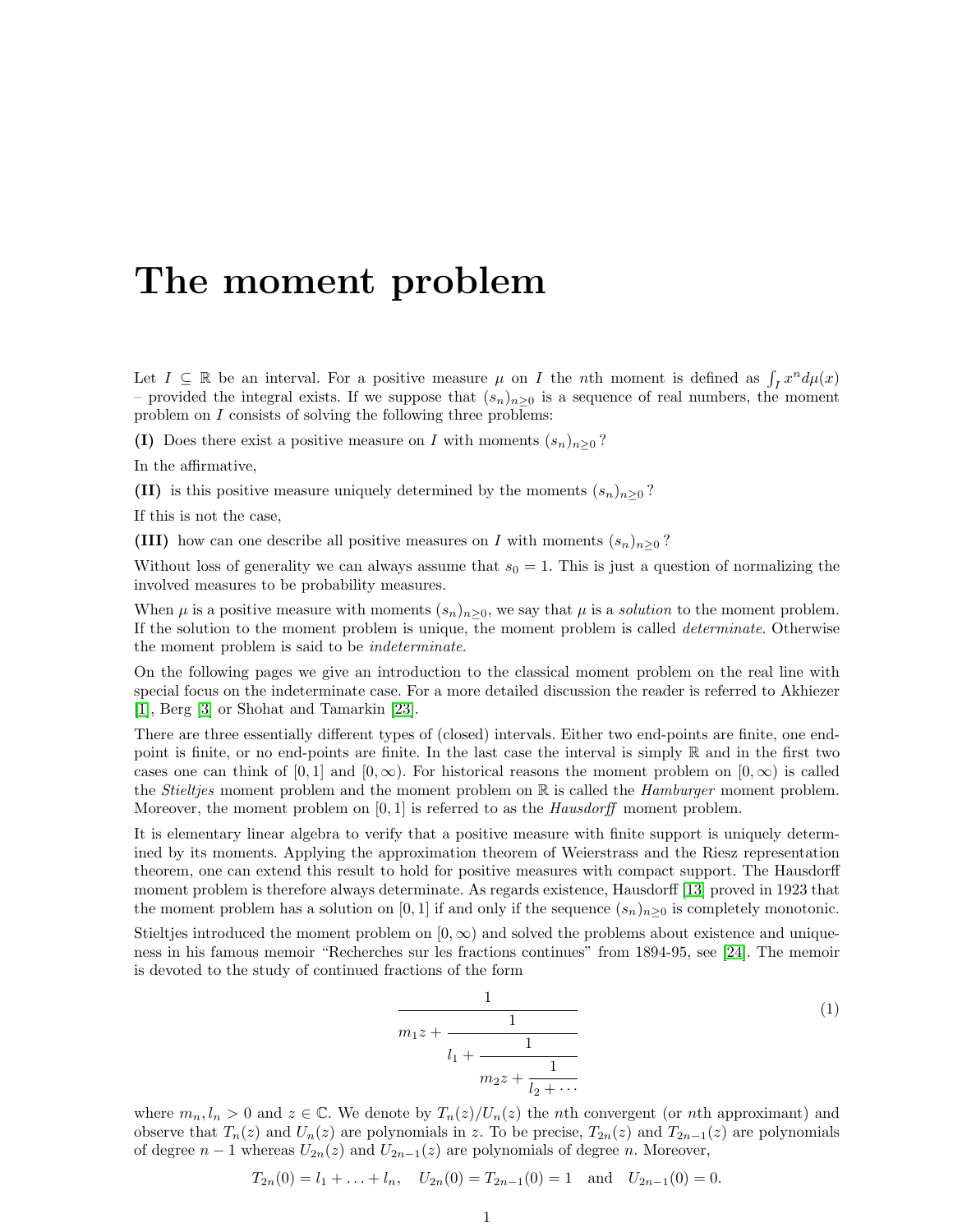# The moment problem

Let $I \subseteq \mathbb{R}$ be an interval. For a positive measure $\mu$ on $I$ the $n$th moment is defined as $\int_I x^n d\mu(x)$ – provided the integral exists. If we suppose that $(s_n)_{n\geq 0}$ is a sequence of real numbers, the moment problem on $I$ consists of solving the following three problems:

**(I)** Does there exist a positive measure on $I$ with moments $(s_n)_{n\geq 0}$?

In the affirmative,

**(II)** is this positive measure uniquely determined by the moments $(s_n)_{n\geq 0}$?

If this is not the case,

**(III)** how can one describe all positive measures on $I$ with moments $(s_n)_{n\geq 0}$?

Without loss of generality we can always assume that $s_0 = 1$. This is just a question of normalizing the involved measures to be probability measures.

When $\mu$ is a positive measure with moments $(s_n)_{n\geq 0}$, we say that $\mu$ is a *solution* to the moment problem. If the solution to the moment problem is unique, the moment problem is called *determinate*. Otherwise the moment problem is said to be *indeterminate*.

On the following pages we give an introduction to the classical moment problem on the real line with special focus on the indeterminate case. For a more detailed discussion the reader is referred to Akhiezer [1], Berg [3] or Shohat and Tamarkin [23].

There are three essentially different types of (closed) intervals. Either two end-points are finite, one end-point is finite, or no end-points are finite. In the last case the interval is simply $\mathbb{R}$ and in the first two cases one can think of $[0,1]$ and $[0,\infty)$. For historical reasons the moment problem on $[0,\infty)$ is called the *Stieltjes* moment problem and the moment problem on $\mathbb{R}$ is called the *Hamburger* moment problem. Moreover, the moment problem on $[0,1]$ is referred to as the *Hausdorff* moment problem.

It is elementary linear algebra to verify that a positive measure with finite support is uniquely determined by its moments. Applying the approximation theorem of Weierstrass and the Riesz representation theorem, one can extend this result to hold for positive measures with compact support. The Hausdorff moment problem is therefore always determinate. As regards existence, Hausdorff [13] proved in 1923 that the moment problem has a solution on $[0,1]$ if and only if the sequence $(s_n)_{n\geq 0}$ is completely monotonic.

Stieltjes introduced the moment problem on $[0,\infty)$ and solved the problems about existence and uniqueness in his famous memoir "Recherches sur les fractions continues" from 1894-95, see [24]. The memoir is devoted to the study of continued fractions of the form

$$\cfrac{1}{m_1 z + \cfrac{1}{l_1 + \cfrac{1}{m_2 z + \cfrac{1}{l_2 + \cdots}}}} \tag{1}$$

where $m_n, l_n > 0$ and $z \in \mathbb{C}$. We denote by $T_n(z)/U_n(z)$ the $n$th convergent (or $n$th approximant) and observe that $T_n(z)$ and $U_n(z)$ are polynomials in $z$. To be precise, $T_{2n}(z)$ and $T_{2n-1}(z)$ are polynomials of degree $n-1$ whereas $U_{2n}(z)$ and $U_{2n-1}(z)$ are polynomials of degree $n$. Moreover,

$$T_{2n}(0) = l_1 + \ldots + l_n, \quad U_{2n}(0) = T_{2n-1}(0) = 1 \quad \text{and} \quad U_{2n-1}(0) = 0.$$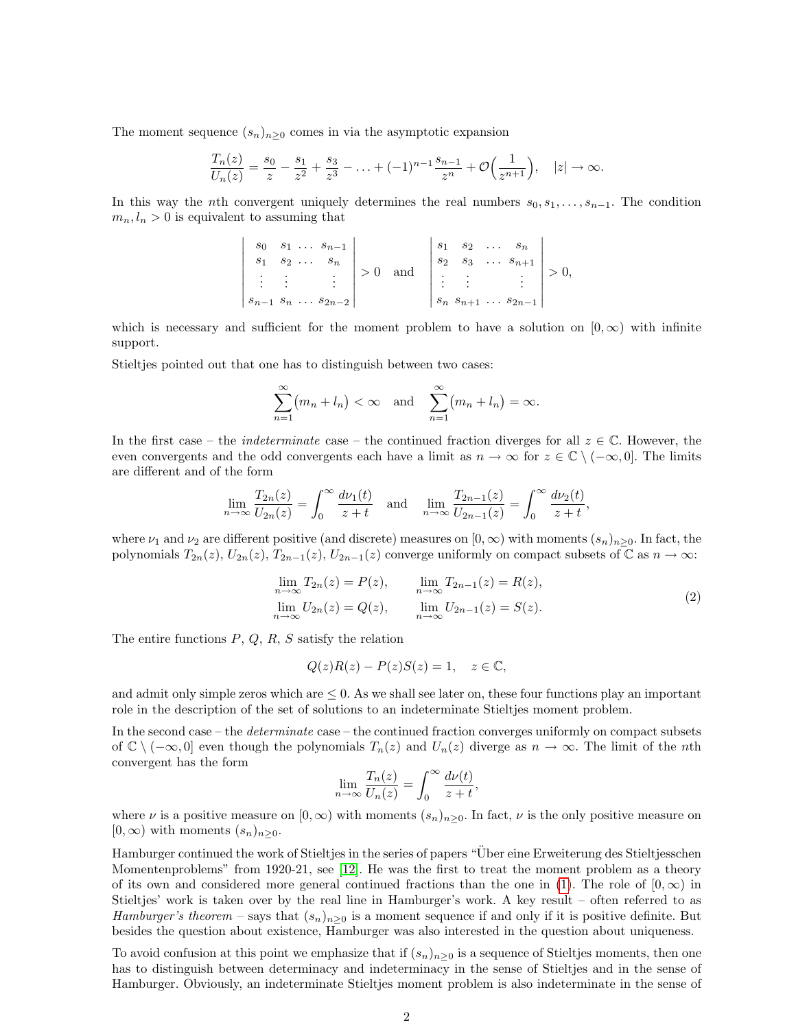The moment sequence $(s_n)_{n\geq 0}$ comes in via the asymptotic expansion

$$\frac{T_n(z)}{U_n(z)} = \frac{s_0}{z} - \frac{s_1}{z^2} + \frac{s_3}{z^3} - \ldots + (-1)^{n-1}\frac{s_{n-1}}{z^n} + \mathcal{O}\Big(\frac{1}{z^{n+1}}\Big), \quad |z| \to \infty.$$

In this way the $n$th convergent uniquely determines the real numbers $s_0, s_1, \ldots, s_{n-1}$. The condition $m_n, l_n > 0$ is equivalent to assuming that

$$\begin{vmatrix} s_0 & s_1 & \ldots & s_{n-1} \\ s_1 & s_2 & \ldots & s_n \\ \vdots & \vdots & & \vdots \\ s_{n-1} & s_n & \ldots & s_{2n-2} \end{vmatrix} > 0 \quad \text{and} \quad \begin{vmatrix} s_1 & s_2 & \ldots & s_n \\ s_2 & s_3 & \ldots & s_{n+1} \\ \vdots & \vdots & & \vdots \\ s_n & s_{n+1} & \ldots & s_{2n-1} \end{vmatrix} > 0,$$

which is necessary and sufficient for the moment problem to have a solution on $[0, \infty)$ with infinite support.

Stieltjes pointed out that one has to distinguish between two cases:

$$\sum_{n=1}^{\infty}(m_n + l_n) < \infty \quad \text{and} \quad \sum_{n=1}^{\infty}(m_n + l_n) = \infty.$$

In the first case – the *indeterminate* case – the continued fraction diverges for all $z \in \mathbb{C}$. However, the even convergents and the odd convergents each have a limit as $n \to \infty$ for $z \in \mathbb{C} \setminus (-\infty, 0]$. The limits are different and of the form

$$\lim_{n\to\infty}\frac{T_{2n}(z)}{U_{2n}(z)} = \int_0^\infty \frac{d\nu_1(t)}{z+t} \quad \text{and} \quad \lim_{n\to\infty}\frac{T_{2n-1}(z)}{U_{2n-1}(z)} = \int_0^\infty \frac{d\nu_2(t)}{z+t},$$

where $\nu_1$ and $\nu_2$ are different positive (and discrete) measures on $[0, \infty)$ with moments $(s_n)_{n\geq 0}$. In fact, the polynomials $T_{2n}(z)$, $U_{2n}(z)$, $T_{2n-1}(z)$, $U_{2n-1}(z)$ converge uniformly on compact subsets of $\mathbb{C}$ as $n \to \infty$:

$$\begin{aligned} \lim_{n\to\infty} T_{2n}(z) &= P(z), \qquad & \lim_{n\to\infty} T_{2n-1}(z) &= R(z), \\ \lim_{n\to\infty} U_{2n}(z) &= Q(z), \qquad & \lim_{n\to\infty} U_{2n-1}(z) &= S(z). \end{aligned} \tag{2}$$

The entire functions $P$, $Q$, $R$, $S$ satisfy the relation

$$Q(z)R(z) - P(z)S(z) = 1, \quad z \in \mathbb{C},$$

and admit only simple zeros which are $\leq 0$. As we shall see later on, these four functions play an important role in the description of the set of solutions to an indeterminate Stieltjes moment problem.

In the second case – the *determinate* case – the continued fraction converges uniformly on compact subsets of $\mathbb{C} \setminus (-\infty, 0]$ even though the polynomials $T_n(z)$ and $U_n(z)$ diverge as $n \to \infty$. The limit of the $n$th convergent has the form

$$\lim_{n\to\infty}\frac{T_n(z)}{U_n(z)} = \int_0^\infty \frac{d\nu(t)}{z+t},$$

where $\nu$ is a positive measure on $[0, \infty)$ with moments $(s_n)_{n\geq 0}$. In fact, $\nu$ is the only positive measure on $[0, \infty)$ with moments $(s_n)_{n\geq 0}$.

Hamburger continued the work of Stieltjes in the series of papers "Über eine Erweiterung des Stieltjesschen Momentenproblems" from 1920-21, see [12]. He was the first to treat the moment problem as a theory of its own and considered more general continued fractions than the one in (1). The role of $[0, \infty)$ in Stieltjes' work is taken over by the real line in Hamburger's work. A key result – often referred to as *Hamburger's theorem* – says that $(s_n)_{n\geq 0}$ is a moment sequence if and only if it is positive definite. But besides the question about existence, Hamburger was also interested in the question about uniqueness.

To avoid confusion at this point we emphasize that if $(s_n)_{n\geq 0}$ is a sequence of Stieltjes moments, then one has to distinguish between determinacy and indeterminacy in the sense of Stieltjes and in the sense of Hamburger. Obviously, an indeterminate Stieltjes moment problem is also indeterminate in the sense of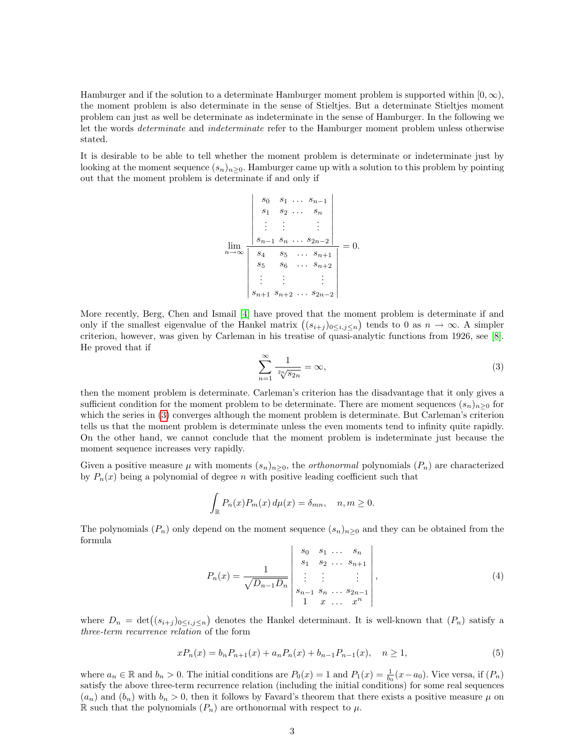Hamburger and if the solution to a determinate Hamburger moment problem is supported within $[0, \infty)$, the moment problem is also determinate in the sense of Stieltjes. But a determinate Stieltjes moment problem can just as well be determinate as indeterminate in the sense of Hamburger. In the following we let the words *determinate* and *indeterminate* refer to the Hamburger moment problem unless otherwise stated.

It is desirable to be able to tell whether the moment problem is determinate or indeterminate just by looking at the moment sequence $(s_n)_{n\geq 0}$. Hamburger came up with a solution to this problem by pointing out that the moment problem is determinate if and only if

$$\lim_{n\to\infty} \frac{\begin{vmatrix} s_0 & s_1 & \dots & s_{n-1} \\ s_1 & s_2 & \dots & s_n \\ \vdots & \vdots & & \vdots \\ s_{n-1} & s_n & \dots & s_{2n-2} \end{vmatrix}}{\begin{vmatrix} s_4 & s_5 & \dots & s_{n+1} \\ s_5 & s_6 & \dots & s_{n+2} \\ \vdots & \vdots & & \vdots \\ s_{n+1} & s_{n+2} & \dots & s_{2n-2} \end{vmatrix}} = 0.$$

More recently, Berg, Chen and Ismail [4] have proved that the moment problem is determinate if and only if the smallest eigenvalue of the Hankel matrix $\big((s_{i+j})_{0\leq i,j\leq n}\big)$ tends to 0 as $n \to \infty$. A simpler criterion, however, was given by Carleman in his treatise of quasi-analytic functions from 1926, see [8]. He proved that if

$$\sum_{n=1}^{\infty} \frac{1}{\sqrt[2n]{s_{2n}}} = \infty, \tag{3}$$

then the moment problem is determinate. Carleman's criterion has the disadvantage that it only gives a sufficient condition for the moment problem to be determinate. There are moment sequences $(s_n)_{n\geq 0}$ for which the series in (3) converges although the moment problem is determinate. But Carleman's criterion tells us that the moment problem is determinate unless the even moments tend to infinity quite rapidly. On the other hand, we cannot conclude that the moment problem is indeterminate just because the moment sequence increases very rapidly.

Given a positive measure $\mu$ with moments $(s_n)_{n\geq 0}$, the *orthonormal* polynomials $(P_n)$ are characterized by $P_n(x)$ being a polynomial of degree $n$ with positive leading coefficient such that

$$\int_{\mathbb{R}} P_n(x) P_m(x)\, d\mu(x) = \delta_{mn}, \quad n, m \geq 0.$$

The polynomials $(P_n)$ only depend on the moment sequence $(s_n)_{n\geq 0}$ and they can be obtained from the formula

$$P_n(x) = \frac{1}{\sqrt{D_{n-1} D_n}} \begin{vmatrix} s_0 & s_1 & \dots & s_n \\ s_1 & s_2 & \dots & s_{n+1} \\ \vdots & \vdots & & \vdots \\ s_{n-1} & s_n & \dots & s_{2n-1} \\ 1 & x & \dots & x^n \end{vmatrix}, \tag{4}$$

where $D_n = \det\big((s_{i+j})_{0\leq i,j\leq n}\big)$ denotes the Hankel determinant. It is well-known that $(P_n)$ satisfy a *three-term recurrence relation* of the form

$$x P_n(x) = b_n P_{n+1}(x) + a_n P_n(x) + b_{n-1} P_{n-1}(x), \quad n \geq 1, \tag{5}$$

where $a_n \in \mathbb{R}$ and $b_n > 0$. The initial conditions are $P_0(x) = 1$ and $P_1(x) = \frac{1}{b_0}(x - a_0)$. Vice versa, if $(P_n)$ satisfy the above three-term recurrence relation (including the initial conditions) for some real sequences $(a_n)$ and $(b_n)$ with $b_n > 0$, then it follows by Favard's theorem that there exists a positive measure $\mu$ on $\mathbb{R}$ such that the polynomials $(P_n)$ are orthonormal with respect to $\mu$.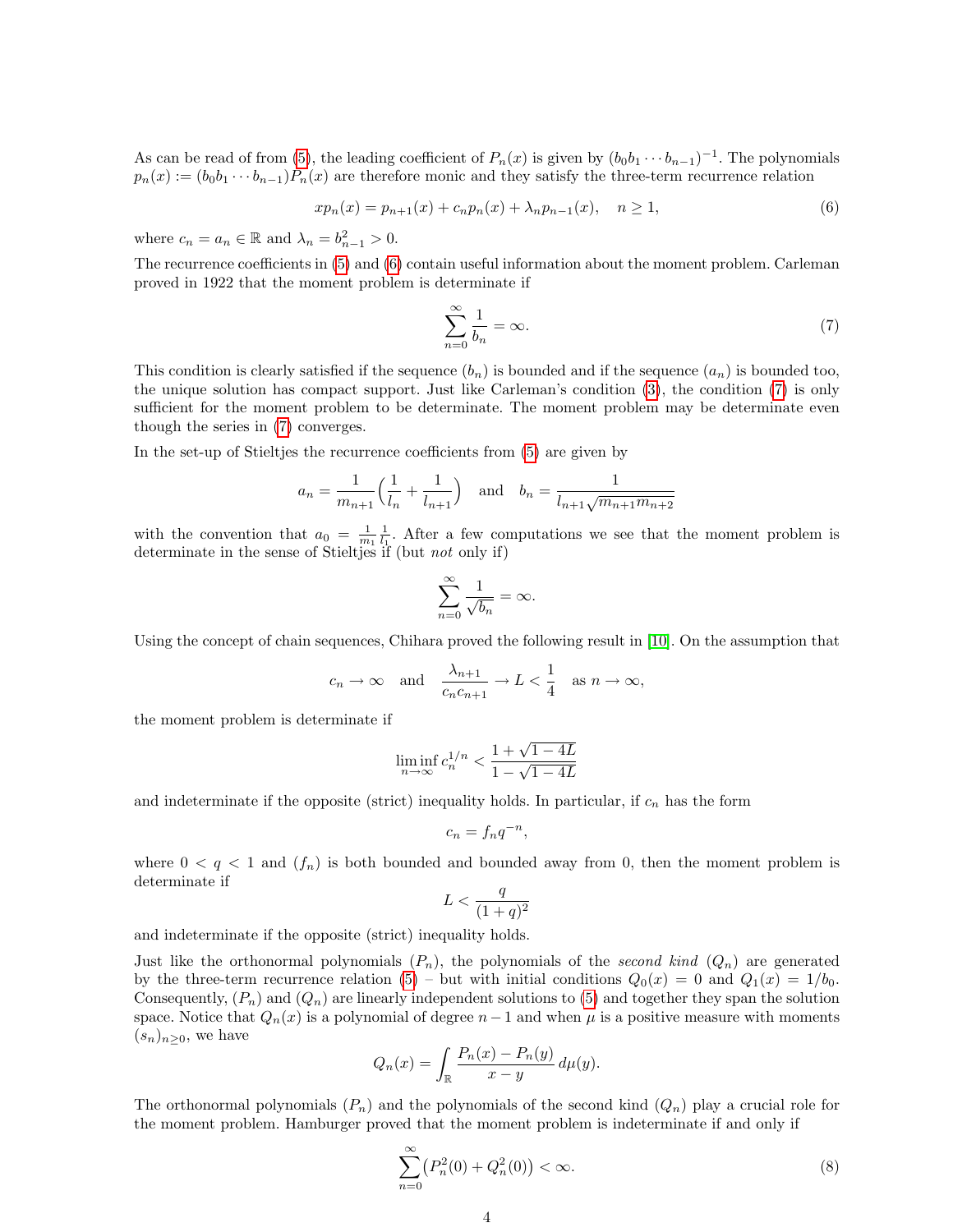As can be read of from (5), the leading coefficient of $P_n(x)$ is given by $(b_0 b_1 \cdots b_{n-1})^{-1}$. The polynomials $p_n(x) := (b_0 b_1 \cdots b_{n-1}) P_n(x)$ are therefore monic and they satisfy the three-term recurrence relation

$$x p_n(x) = p_{n+1}(x) + c_n p_n(x) + \lambda_n p_{n-1}(x), \quad n \geq 1, \tag{6}$$

where $c_n = a_n \in \mathbb{R}$ and $\lambda_n = b_{n-1}^2 > 0$.

The recurrence coefficients in (5) and (6) contain useful information about the moment problem. Carleman proved in 1922 that the moment problem is determinate if

$$\sum_{n=0}^{\infty} \frac{1}{b_n} = \infty. \tag{7}$$

This condition is clearly satisfied if the sequence $(b_n)$ is bounded and if the sequence $(a_n)$ is bounded too, the unique solution has compact support. Just like Carleman's condition (3), the condition (7) is only sufficient for the moment problem to be determinate. The moment problem may be determinate even though the series in (7) converges.

In the set-up of Stieltjes the recurrence coefficients from (5) are given by

$$a_n = \frac{1}{m_{n+1}} \Big( \frac{1}{l_n} + \frac{1}{l_{n+1}} \Big) \quad \text{and} \quad b_n = \frac{1}{l_{n+1} \sqrt{m_{n+1} m_{n+2}}}$$

with the convention that $a_0 = \frac{1}{m_1} \frac{1}{l_1}$. After a few computations we see that the moment problem is determinate in the sense of Stieltjes if (but *not* only if)

$$\sum_{n=0}^{\infty} \frac{1}{\sqrt{b_n}} = \infty.$$

Using the concept of chain sequences, Chihara proved the following result in [10]. On the assumption that

$$c_n \to \infty \quad \text{and} \quad \frac{\lambda_{n+1}}{c_n c_{n+1}} \to L < \frac{1}{4} \quad \text{as } n \to \infty,$$

the moment problem is determinate if

$$\liminf_{n \to \infty} c_n^{1/n} < \frac{1 + \sqrt{1 - 4L}}{1 - \sqrt{1 - 4L}}$$

and indeterminate if the opposite (strict) inequality holds. In particular, if $c_n$ has the form

$$c_n = f_n q^{-n},$$

where $0 < q < 1$ and $(f_n)$ is both bounded and bounded away from 0, then the moment problem is determinate if

$$L < \frac{q}{(1+q)^2}$$

and indeterminate if the opposite (strict) inequality holds.

Just like the orthonormal polynomials $(P_n)$, the polynomials of the *second kind* $(Q_n)$ are generated by the three-term recurrence relation (5) – but with initial conditions $Q_0(x) = 0$ and $Q_1(x) = 1/b_0$. Consequently, $(P_n)$ and $(Q_n)$ are linearly independent solutions to (5) and together they span the solution space. Notice that $Q_n(x)$ is a polynomial of degree $n-1$ and when $\mu$ is a positive measure with moments $(s_n)_{n \geq 0}$, we have

$$Q_n(x) = \int_{\mathbb{R}} \frac{P_n(x) - P_n(y)}{x - y} \, d\mu(y).$$

The orthonormal polynomials $(P_n)$ and the polynomials of the second kind $(Q_n)$ play a crucial role for the moment problem. Hamburger proved that the moment problem is indeterminate if and only if

$$\sum_{n=0}^{\infty} \big( P_n^2(0) + Q_n^2(0) \big) < \infty. \tag{8}$$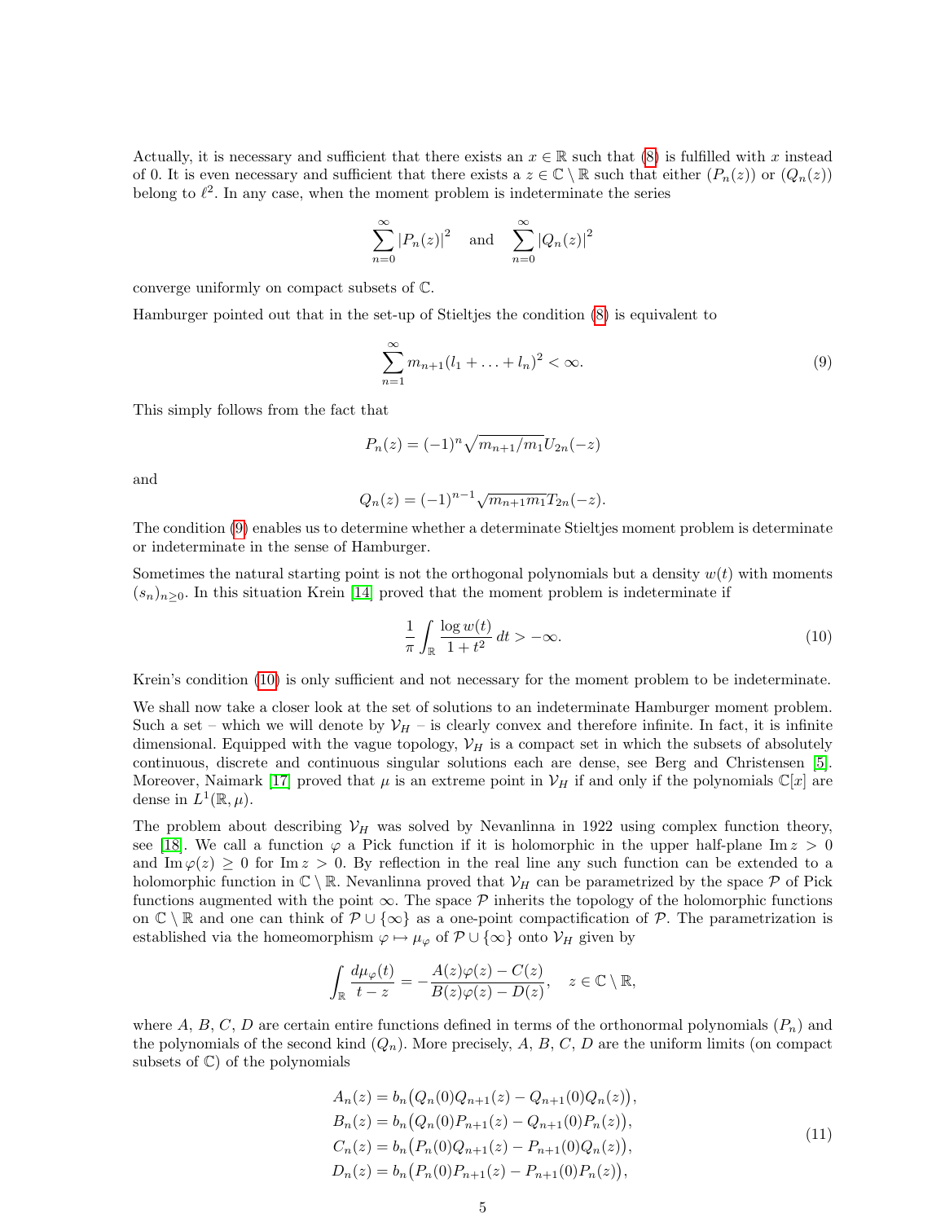Actually, it is necessary and sufficient that there exists an $x \in \mathbb{R}$ such that (8) is fulfilled with $x$ instead of 0. It is even necessary and sufficient that there exists a $z \in \mathbb{C} \setminus \mathbb{R}$ such that either $(P_n(z))$ or $(Q_n(z))$ belong to $\ell^2$. In any case, when the moment problem is indeterminate the series

$$\sum_{n=0}^{\infty} |P_n(z)|^2 \quad \text{and} \quad \sum_{n=0}^{\infty} |Q_n(z)|^2$$

converge uniformly on compact subsets of $\mathbb{C}$.

Hamburger pointed out that in the set-up of Stieltjes the condition (8) is equivalent to

$$\sum_{n=1}^{\infty} m_{n+1}(l_1 + \ldots + l_n)^2 < \infty. \tag{9}$$

This simply follows from the fact that

$$P_n(z) = (-1)^n \sqrt{m_{n+1}/m_1}\, U_{2n}(-z)$$

and

$$Q_n(z) = (-1)^{n-1} \sqrt{m_{n+1} m_1}\, T_{2n}(-z).$$

The condition (9) enables us to determine whether a determinate Stieltjes moment problem is determinate or indeterminate in the sense of Hamburger.

Sometimes the natural starting point is not the orthogonal polynomials but a density $w(t)$ with moments $(s_n)_{n \geq 0}$. In this situation Krein [14] proved that the moment problem is indeterminate if

$$\frac{1}{\pi} \int_{\mathbb{R}} \frac{\log w(t)}{1+t^2}\, dt > -\infty. \tag{10}$$

Krein's condition (10) is only sufficient and not necessary for the moment problem to be indeterminate.

We shall now take a closer look at the set of solutions to an indeterminate Hamburger moment problem. Such a set – which we will denote by $\mathcal{V}_H$ – is clearly convex and therefore infinite. In fact, it is infinite dimensional. Equipped with the vague topology, $\mathcal{V}_H$ is a compact set in which the subsets of absolutely continuous, discrete and continuous singular solutions each are dense, see Berg and Christensen [5]. Moreover, Naimark [17] proved that $\mu$ is an extreme point in $\mathcal{V}_H$ if and only if the polynomials $\mathbb{C}[x]$ are dense in $L^1(\mathbb{R}, \mu)$.

The problem about describing $\mathcal{V}_H$ was solved by Nevanlinna in 1922 using complex function theory, see [18]. We call a function $\varphi$ a Pick function if it is holomorphic in the upper half-plane $\operatorname{Im} z > 0$ and $\operatorname{Im} \varphi(z) \geq 0$ for $\operatorname{Im} z > 0$. By reflection in the real line any such function can be extended to a holomorphic function in $\mathbb{C} \setminus \mathbb{R}$. Nevanlinna proved that $\mathcal{V}_H$ can be parametrized by the space $\mathcal{P}$ of Pick functions augmented with the point $\infty$. The space $\mathcal{P}$ inherits the topology of the holomorphic functions on $\mathbb{C} \setminus \mathbb{R}$ and one can think of $\mathcal{P} \cup \{\infty\}$ as a one-point compactification of $\mathcal{P}$. The parametrization is established via the homeomorphism $\varphi \mapsto \mu_\varphi$ of $\mathcal{P} \cup \{\infty\}$ onto $\mathcal{V}_H$ given by

$$\int_{\mathbb{R}} \frac{d\mu_\varphi(t)}{t - z} = -\frac{A(z)\varphi(z) - C(z)}{B(z)\varphi(z) - D(z)}, \quad z \in \mathbb{C} \setminus \mathbb{R},$$

where $A$, $B$, $C$, $D$ are certain entire functions defined in terms of the orthonormal polynomials $(P_n)$ and the polynomials of the second kind $(Q_n)$. More precisely, $A$, $B$, $C$, $D$ are the uniform limits (on compact subsets of $\mathbb{C}$) of the polynomials

$$\begin{aligned}
A_n(z) &= b_n\big(Q_n(0)Q_{n+1}(z) - Q_{n+1}(0)Q_n(z)\big), \\
B_n(z) &= b_n\big(Q_n(0)P_{n+1}(z) - Q_{n+1}(0)P_n(z)\big), \\
C_n(z) &= b_n\big(P_n(0)Q_{n+1}(z) - P_{n+1}(0)Q_n(z)\big), \\
D_n(z) &= b_n\big(P_n(0)P_{n+1}(z) - P_{n+1}(0)P_n(z)\big),
\end{aligned} \tag{11}$$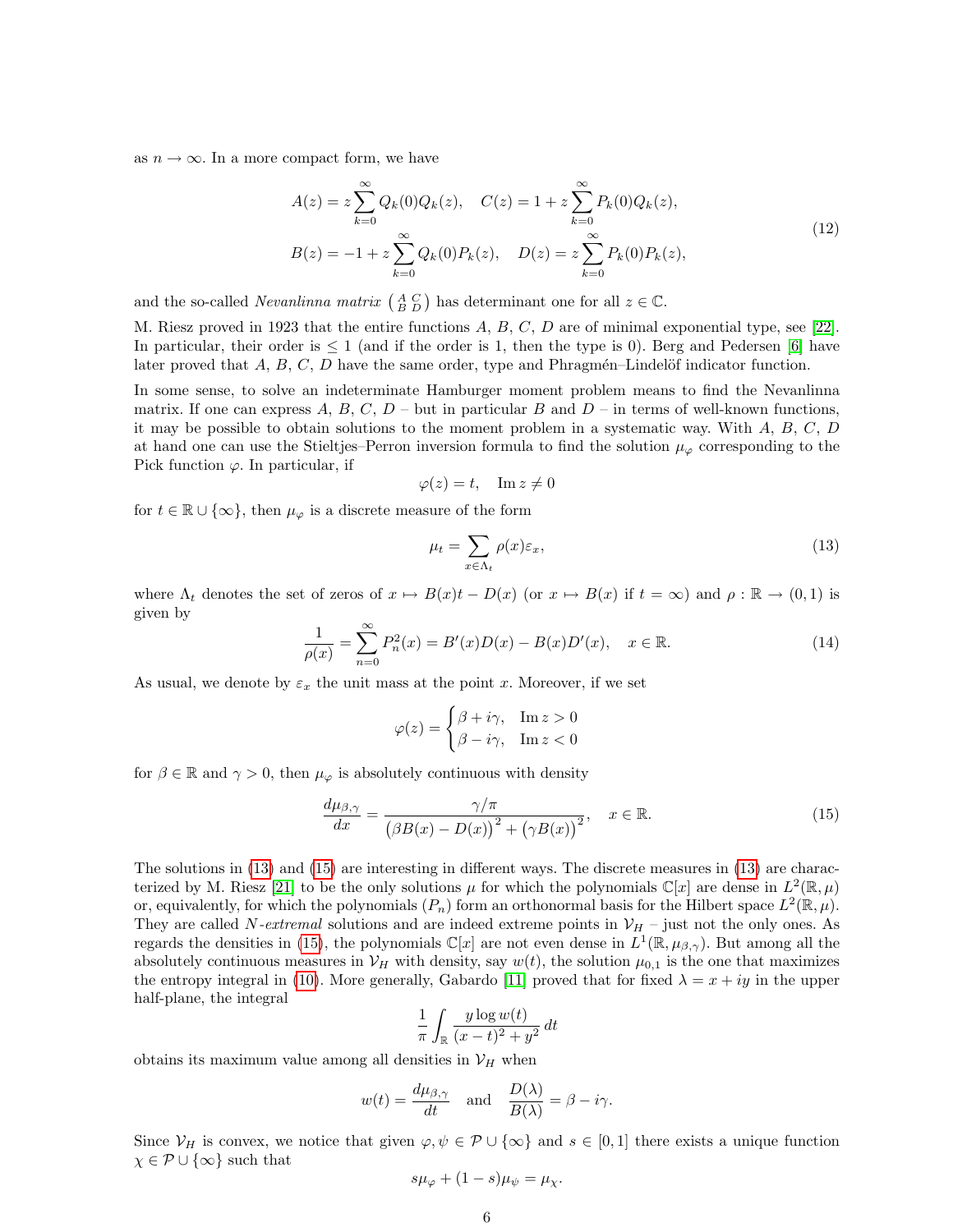as $n \to \infty$. In a more compact form, we have

$$
\begin{aligned}
A(z) &= z\sum_{k=0}^{\infty} Q_k(0)Q_k(z), \quad C(z) = 1 + z\sum_{k=0}^{\infty} P_k(0)Q_k(z),\\
B(z) &= -1 + z\sum_{k=0}^{\infty} Q_k(0)P_k(z), \quad D(z) = z\sum_{k=0}^{\infty} P_k(0)P_k(z),
\end{aligned} \tag{12}
$$

and the so-called *Nevanlinna matrix* $\left(\begin{smallmatrix} A & C \\ B & D \end{smallmatrix}\right)$ has determinant one for all $z \in \mathbb{C}$.

M. Riesz proved in 1923 that the entire functions $A$, $B$, $C$, $D$ are of minimal exponential type, see [22]. In particular, their order is $\leq 1$ (and if the order is 1, then the type is 0). Berg and Pedersen [6] have later proved that $A$, $B$, $C$, $D$ have the same order, type and Phragmén–Lindelöf indicator function.

In some sense, to solve an indeterminate Hamburger moment problem means to find the Nevanlinna matrix. If one can express $A$, $B$, $C$, $D$ – but in particular $B$ and $D$ – in terms of well-known functions, it may be possible to obtain solutions to the moment problem in a systematic way. With $A$, $B$, $C$, $D$ at hand one can use the Stieltjes–Perron inversion formula to find the solution $\mu_\varphi$ corresponding to the Pick function $\varphi$. In particular, if

$$
\varphi(z) = t, \quad \operatorname{Im} z \neq 0
$$

for $t \in \mathbb{R} \cup \{\infty\}$, then $\mu_\varphi$ is a discrete measure of the form

$$
\mu_t = \sum_{x \in \Lambda_t} \rho(x)\varepsilon_x, \tag{13}
$$

where $\Lambda_t$ denotes the set of zeros of $x \mapsto B(x)t - D(x)$ (or $x \mapsto B(x)$ if $t = \infty$) and $\rho : \mathbb{R} \to (0, 1)$ is given by

$$
\frac{1}{\rho(x)} = \sum_{n=0}^{\infty} P_n^2(x) = B'(x)D(x) - B(x)D'(x), \quad x \in \mathbb{R}. \tag{14}
$$

As usual, we denote by $\varepsilon_x$ the unit mass at the point $x$. Moreover, if we set

$$
\varphi(z) = \begin{cases} \beta + i\gamma, & \operatorname{Im} z > 0 \\ \beta - i\gamma, & \operatorname{Im} z < 0 \end{cases}
$$

for $\beta \in \mathbb{R}$ and $\gamma > 0$, then $\mu_\varphi$ is absolutely continuous with density

$$
\frac{d\mu_{\beta,\gamma}}{dx} = \frac{\gamma/\pi}{\big(\beta B(x) - D(x)\big)^2 + \big(\gamma B(x)\big)^2}, \quad x \in \mathbb{R}. \tag{15}
$$

The solutions in (13) and (15) are interesting in different ways. The discrete measures in (13) are characterized by M. Riesz [21] to be the only solutions $\mu$ for which the polynomials $\mathbb{C}[x]$ are dense in $L^2(\mathbb{R}, \mu)$ or, equivalently, for which the polynomials $(P_n)$ form an orthonormal basis for the Hilbert space $L^2(\mathbb{R}, \mu)$. They are called $N$*-extremal* solutions and are indeed extreme points in $\mathcal{V}_H$ – just not the only ones. As regards the densities in (15), the polynomials $\mathbb{C}[x]$ are not even dense in $L^1(\mathbb{R}, \mu_{\beta,\gamma})$. But among all the absolutely continuous measures in $\mathcal{V}_H$ with density, say $w(t)$, the solution $\mu_{0,1}$ is the one that maximizes the entropy integral in (10). More generally, Gabardo [11] proved that for fixed $\lambda = x + iy$ in the upper half-plane, the integral

$$
\frac{1}{\pi}\int_{\mathbb{R}} \frac{y \log w(t)}{(x-t)^2 + y^2}\, dt
$$

obtains its maximum value among all densities in $\mathcal{V}_H$ when

$$
w(t) = \frac{d\mu_{\beta,\gamma}}{dt} \quad \text{and} \quad \frac{D(\lambda)}{B(\lambda)} = \beta - i\gamma.
$$

Since $\mathcal{V}_H$ is convex, we notice that given $\varphi, \psi \in \mathcal{P} \cup \{\infty\}$ and $s \in [0, 1]$ there exists a unique function $\chi \in \mathcal{P} \cup \{\infty\}$ such that

$$
s\mu_\varphi + (1-s)\mu_\psi = \mu_\chi.
$$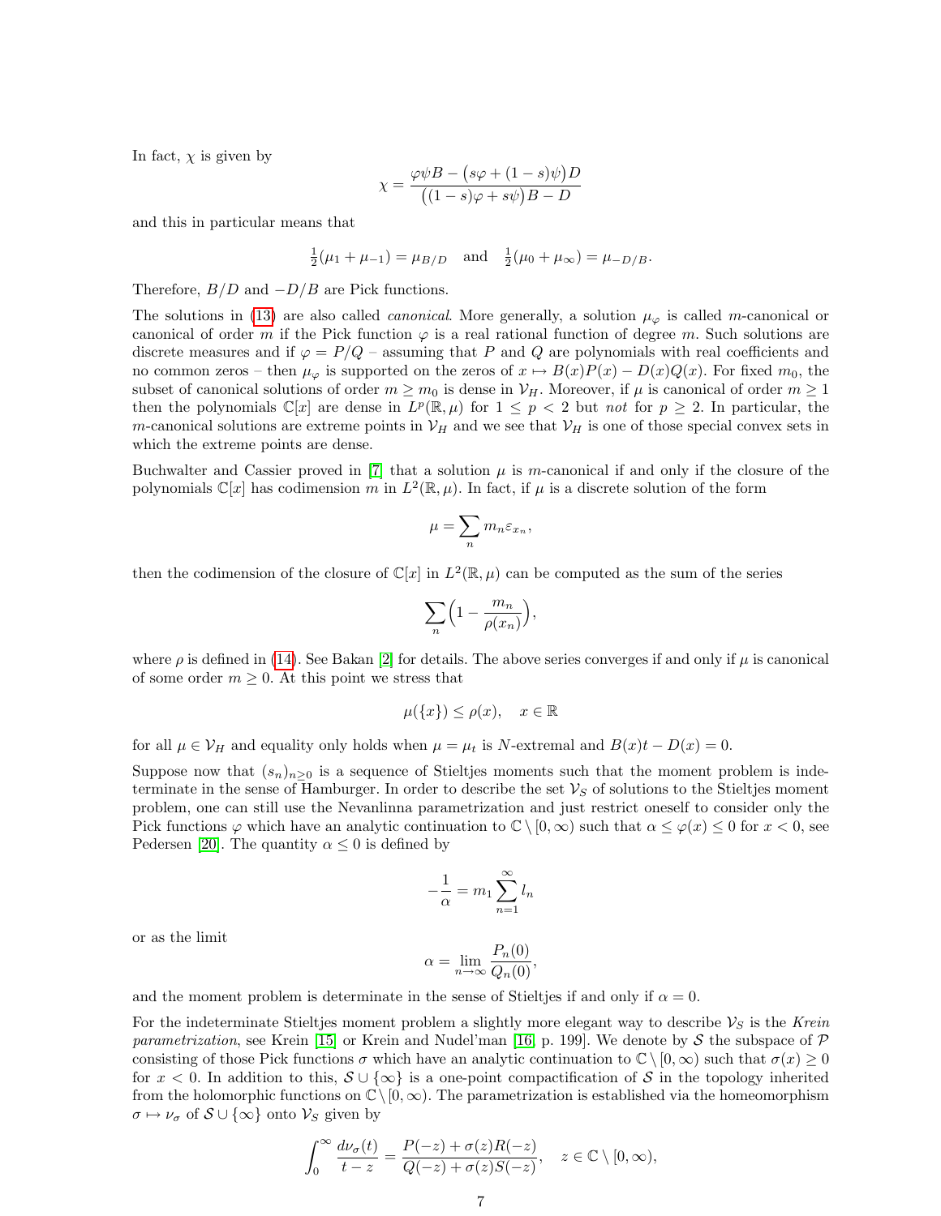In fact, $\chi$ is given by

$$\chi = \frac{\varphi\psi B - \big(s\varphi + (1-s)\psi\big)D}{\big((1-s)\varphi + s\psi\big)B - D}$$

and this in particular means that

$$\tfrac{1}{2}(\mu_1 + \mu_{-1}) = \mu_{B/D} \quad \text{and} \quad \tfrac{1}{2}(\mu_0 + \mu_\infty) = \mu_{-D/B}.$$

Therefore, $B/D$ and $-D/B$ are Pick functions.

The solutions in (13) are also called *canonical*. More generally, a solution $\mu_\varphi$ is called $m$-canonical or canonical of order $m$ if the Pick function $\varphi$ is a real rational function of degree $m$. Such solutions are discrete measures and if $\varphi = P/Q$ – assuming that $P$ and $Q$ are polynomials with real coefficients and no common zeros – then $\mu_\varphi$ is supported on the zeros of $x \mapsto B(x)P(x) - D(x)Q(x)$. For fixed $m_0$, the subset of canonical solutions of order $m \geq m_0$ is dense in $\mathcal{V}_H$. Moreover, if $\mu$ is canonical of order $m \geq 1$ then the polynomials $\mathbb{C}[x]$ are dense in $L^p(\mathbb{R}, \mu)$ for $1 \leq p < 2$ but *not* for $p \geq 2$. In particular, the $m$-canonical solutions are extreme points in $\mathcal{V}_H$ and we see that $\mathcal{V}_H$ is one of those special convex sets in which the extreme points are dense.

Buchwalter and Cassier proved in [7] that a solution $\mu$ is $m$-canonical if and only if the closure of the polynomials $\mathbb{C}[x]$ has codimension $m$ in $L^2(\mathbb{R}, \mu)$. In fact, if $\mu$ is a discrete solution of the form

$$\mu = \sum_n m_n \varepsilon_{x_n},$$

then the codimension of the closure of $\mathbb{C}[x]$ in $L^2(\mathbb{R}, \mu)$ can be computed as the sum of the series

$$\sum_n \Big(1 - \frac{m_n}{\rho(x_n)}\Big),$$

where $\rho$ is defined in (14). See Bakan [2] for details. The above series converges if and only if $\mu$ is canonical of some order $m \geq 0$. At this point we stress that

$$\mu(\{x\}) \leq \rho(x), \quad x \in \mathbb{R}$$

for all $\mu \in \mathcal{V}_H$ and equality only holds when $\mu = \mu_t$ is $N$-extremal and $B(x)t - D(x) = 0$.

Suppose now that $(s_n)_{n\geq 0}$ is a sequence of Stieltjes moments such that the moment problem is indeterminate in the sense of Hamburger. In order to describe the set $\mathcal{V}_S$ of solutions to the Stieltjes moment problem, one can still use the Nevanlinna parametrization and just restrict oneself to consider only the Pick functions $\varphi$ which have an analytic continuation to $\mathbb{C} \setminus [0, \infty)$ such that $\alpha \leq \varphi(x) \leq 0$ for $x < 0$, see Pedersen [20]. The quantity $\alpha \leq 0$ is defined by

$$-\frac{1}{\alpha} = m_1 \sum_{n=1}^{\infty} l_n$$

or as the limit

$$\alpha = \lim_{n\to\infty} \frac{P_n(0)}{Q_n(0)},$$

and the moment problem is determinate in the sense of Stieltjes if and only if $\alpha = 0$.

For the indeterminate Stieltjes moment problem a slightly more elegant way to describe $\mathcal{V}_S$ is the *Krein parametrization*, see Krein [15] or Krein and Nudel'man [16, p. 199]. We denote by $\mathcal{S}$ the subspace of $\mathcal{P}$ consisting of those Pick functions $\sigma$ which have an analytic continuation to $\mathbb{C} \setminus [0, \infty)$ such that $\sigma(x) \geq 0$ for $x < 0$. In addition to this, $\mathcal{S} \cup \{\infty\}$ is a one-point compactification of $\mathcal{S}$ in the topology inherited from the holomorphic functions on $\mathbb{C} \setminus [0, \infty)$. The parametrization is established via the homeomorphism $\sigma \mapsto \nu_\sigma$ of $\mathcal{S} \cup \{\infty\}$ onto $\mathcal{V}_S$ given by

$$\int_0^\infty \frac{d\nu_\sigma(t)}{t - z} = \frac{P(-z) + \sigma(z)R(-z)}{Q(-z) + \sigma(z)S(-z)}, \quad z \in \mathbb{C} \setminus [0, \infty),$$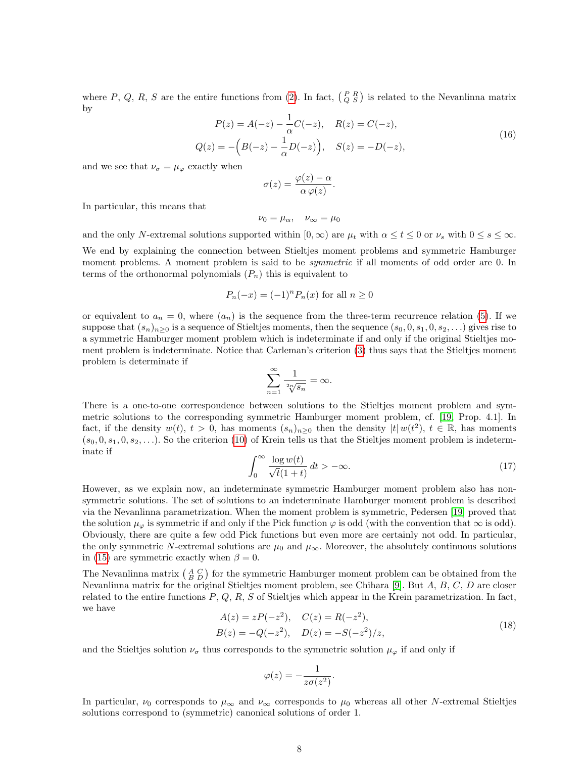where $P$, $Q$, $R$, $S$ are the entire functions from (2). In fact, $\left(\begin{smallmatrix} P & R \\ Q & S \end{smallmatrix}\right)$ is related to the Nevanlinna matrix by

$$
\begin{aligned}
P(z) &= A(-z) - \frac{1}{\alpha} C(-z), \quad R(z) = C(-z), \\
Q(z) &= -\Big(B(-z) - \frac{1}{\alpha} D(-z)\Big), \quad S(z) = -D(-z),
\end{aligned}
\tag{16}
$$

and we see that $\nu_\sigma = \mu_\varphi$ exactly when

$$
\sigma(z) = \frac{\varphi(z) - \alpha}{\alpha\, \varphi(z)}.
$$

In particular, this means that

$$
\nu_0 = \mu_\alpha, \quad \nu_\infty = \mu_0
$$

and the only $N$-extremal solutions supported within $[0, \infty)$ are $\mu_t$ with $\alpha \le t \le 0$ or $\nu_s$ with $0 \le s \le \infty$.

We end by explaining the connection between Stieltjes moment problems and symmetric Hamburger moment problems. A moment problem is said to be *symmetric* if all moments of odd order are 0. In terms of the orthonormal polynomials $(P_n)$ this is equivalent to

$$
P_n(-x) = (-1)^n P_n(x) \text{ for all } n \ge 0
$$

or equivalent to $a_n = 0$, where $(a_n)$ is the sequence from the three-term recurrence relation (5). If we suppose that $(s_n)_{n\ge0}$ is a sequence of Stieltjes moments, then the sequence $(s_0, 0, s_1, 0, s_2, \ldots)$ gives rise to a symmetric Hamburger moment problem which is indeterminate if and only if the original Stieltjes moment problem is indeterminate. Notice that Carleman's criterion (3) thus says that the Stieltjes moment problem is determinate if

$$
\sum_{n=1}^{\infty} \frac{1}{\sqrt[2n]{s_n}} = \infty.
$$

There is a one-to-one correspondence between solutions to the Stieltjes moment problem and symmetric solutions to the corresponding symmetric Hamburger moment problem, cf. [19, Prop. 4.1]. In fact, if the density $w(t)$, $t > 0$, has moments $(s_n)_{n\ge0}$ then the density $|t|\, w(t^2)$, $t \in \mathbb{R}$, has moments $(s_0, 0, s_1, 0, s_2, \ldots)$. So the criterion (10) of Krein tells us that the Stieltjes moment problem is indeterminate if

$$
\int_0^\infty \frac{\log w(t)}{\sqrt{t}(1+t)}\, dt > -\infty. \tag{17}
$$

However, as we explain now, an indeterminate symmetric Hamburger moment problem also has nonsymmetric solutions. The set of solutions to an indeterminate Hamburger moment problem is described via the Nevanlinna parametrization. When the moment problem is symmetric, Pedersen [19] proved that the solution $\mu_\varphi$ is symmetric if and only if the Pick function $\varphi$ is odd (with the convention that $\infty$ is odd). Obviously, there are quite a few odd Pick functions but even more are certainly not odd. In particular, the only symmetric $N$-extremal solutions are $\mu_0$ and $\mu_\infty$. Moreover, the absolutely continuous solutions in (15) are symmetric exactly when $\beta = 0$.

The Nevanlinna matrix $\left(\begin{smallmatrix} A & C \\ B & D \end{smallmatrix}\right)$ for the symmetric Hamburger moment problem can be obtained from the Nevanlinna matrix for the original Stieltjes moment problem, see Chihara [9]. But $A$, $B$, $C$, $D$ are closer related to the entire functions $P$, $Q$, $R$, $S$ of Stieltjes which appear in the Krein parametrization. In fact, we have

$$
\begin{aligned}
A(z) &= zP(-z^2), \quad C(z) = R(-z^2), \\
B(z) &= -Q(-z^2), \quad D(z) = -S(-z^2)/z,
\end{aligned}
\tag{18}
$$

and the Stieltjes solution $\nu_\sigma$ thus corresponds to the symmetric solution $\mu_\varphi$ if and only if

$$
\varphi(z) = -\frac{1}{z\sigma(z^2)}.
$$

In particular, $\nu_0$ corresponds to $\mu_\infty$ and $\nu_\infty$ corresponds to $\mu_0$ whereas all other $N$-extremal Stieltjes solutions correspond to (symmetric) canonical solutions of order 1.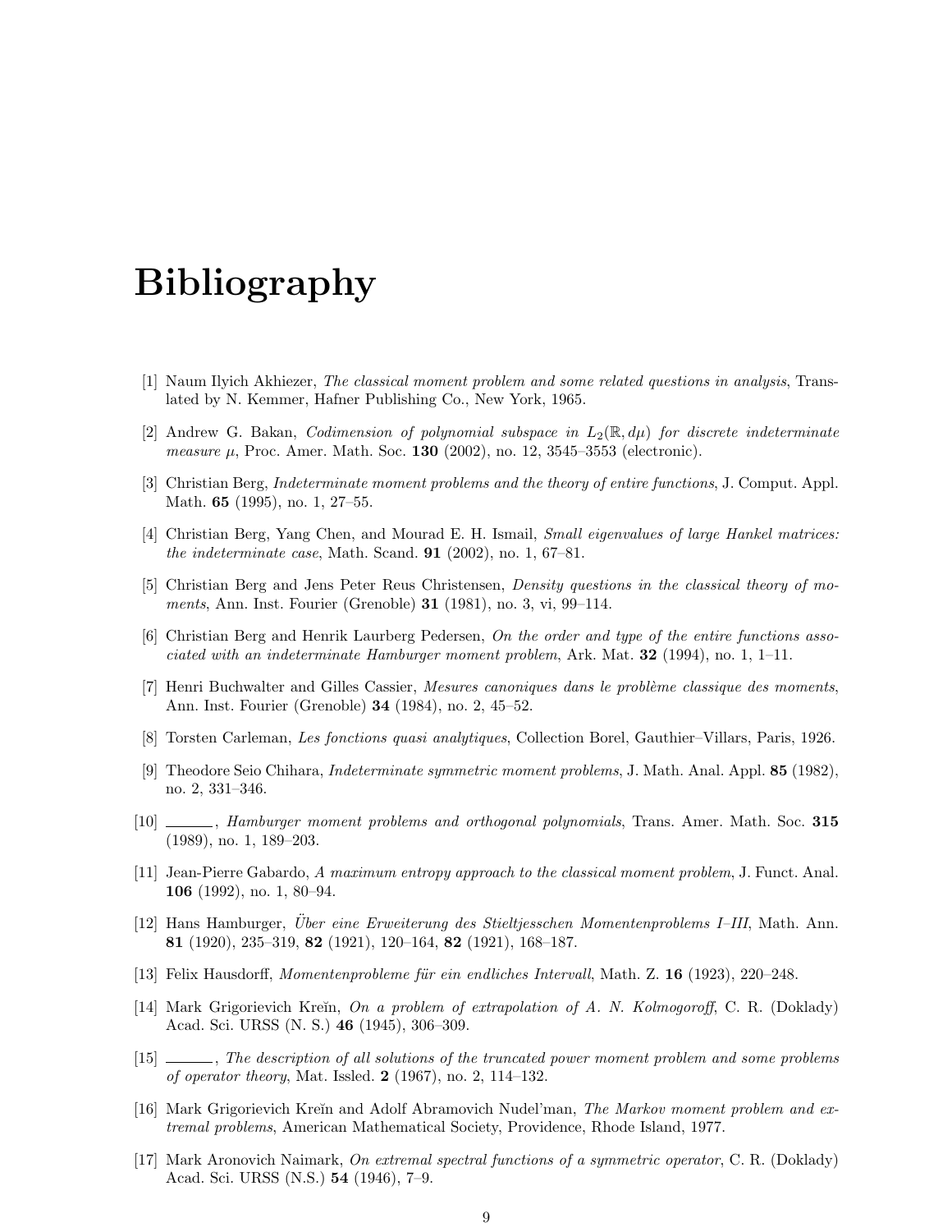# Bibliography

[1] Naum Ilyich Akhiezer, *The classical moment problem and some related questions in analysis*, Translated by N. Kemmer, Hafner Publishing Co., New York, 1965.

[2] Andrew G. Bakan, *Codimension of polynomial subspace in $L_2(\mathbb{R}, d\mu)$ for discrete indeterminate measure $\mu$*, Proc. Amer. Math. Soc. **130** (2002), no. 12, 3545–3553 (electronic).

[3] Christian Berg, *Indeterminate moment problems and the theory of entire functions*, J. Comput. Appl. Math. **65** (1995), no. 1, 27–55.

[4] Christian Berg, Yang Chen, and Mourad E. H. Ismail, *Small eigenvalues of large Hankel matrices: the indeterminate case*, Math. Scand. **91** (2002), no. 1, 67–81.

[5] Christian Berg and Jens Peter Reus Christensen, *Density questions in the classical theory of moments*, Ann. Inst. Fourier (Grenoble) **31** (1981), no. 3, vi, 99–114.

[6] Christian Berg and Henrik Laurberg Pedersen, *On the order and type of the entire functions associated with an indeterminate Hamburger moment problem*, Ark. Mat. **32** (1994), no. 1, 1–11.

[7] Henri Buchwalter and Gilles Cassier, *Mesures canoniques dans le problème classique des moments*, Ann. Inst. Fourier (Grenoble) **34** (1984), no. 2, 45–52.

[8] Torsten Carleman, *Les fonctions quasi analytiques*, Collection Borel, Gauthier–Villars, Paris, 1926.

[9] Theodore Seio Chihara, *Indeterminate symmetric moment problems*, J. Math. Anal. Appl. **85** (1982), no. 2, 331–346.

[10] ______, *Hamburger moment problems and orthogonal polynomials*, Trans. Amer. Math. Soc. **315** (1989), no. 1, 189–203.

[11] Jean-Pierre Gabardo, *A maximum entropy approach to the classical moment problem*, J. Funct. Anal. **106** (1992), no. 1, 80–94.

[12] Hans Hamburger, *Über eine Erweiterung des Stieltjesschen Momentenproblems I–III*, Math. Ann. **81** (1920), 235–319, **82** (1921), 120–164, **82** (1921), 168–187.

[13] Felix Hausdorff, *Momentenprobleme für ein endliches Intervall*, Math. Z. **16** (1923), 220–248.

[14] Mark Grigorievich Kreĭn, *On a problem of extrapolation of A. N. Kolmogoroff*, C. R. (Doklady) Acad. Sci. URSS (N. S.) **46** (1945), 306–309.

[15] ______, *The description of all solutions of the truncated power moment problem and some problems of operator theory*, Mat. Issled. **2** (1967), no. 2, 114–132.

[16] Mark Grigorievich Kreĭn and Adolf Abramovich Nudel'man, *The Markov moment problem and extremal problems*, American Mathematical Society, Providence, Rhode Island, 1977.

[17] Mark Aronovich Naimark, *On extremal spectral functions of a symmetric operator*, C. R. (Doklady) Acad. Sci. URSS (N.S.) **54** (1946), 7–9.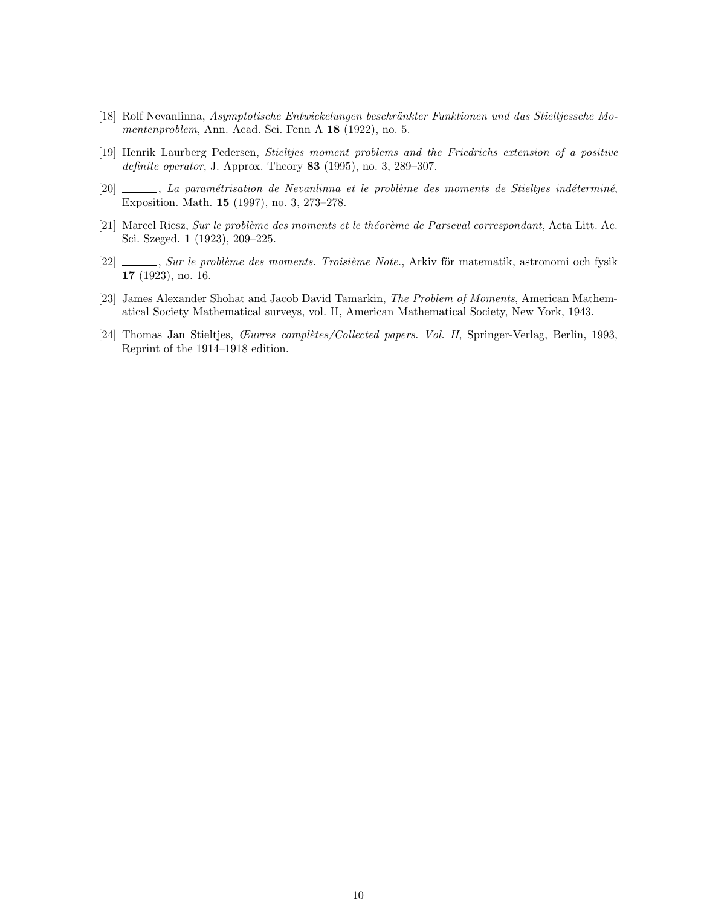[18] Rolf Nevanlinna, *Asymptotische Entwickelungen beschränkter Funktionen und das Stieltjessche Momentenproblem*, Ann. Acad. Sci. Fenn A **18** (1922), no. 5.

[19] Henrik Laurberg Pedersen, *Stieltjes moment problems and the Friedrichs extension of a positive definite operator*, J. Approx. Theory **83** (1995), no. 3, 289–307.

[20] ______, *La paramétrisation de Nevanlinna et le problème des moments de Stieltjes indéterminé*, Exposition. Math. **15** (1997), no. 3, 273–278.

[21] Marcel Riesz, *Sur le problème des moments et le théorème de Parseval correspondant*, Acta Litt. Ac. Sci. Szeged. **1** (1923), 209–225.

[22] ______, *Sur le problème des moments. Troisième Note.*, Arkiv för matematik, astronomi och fysik **17** (1923), no. 16.

[23] James Alexander Shohat and Jacob David Tamarkin, *The Problem of Moments*, American Mathematical Society Mathematical surveys, vol. II, American Mathematical Society, New York, 1943.

[24] Thomas Jan Stieltjes, *Œuvres complètes/Collected papers. Vol. II*, Springer-Verlag, Berlin, 1993, Reprint of the 1914–1918 edition.